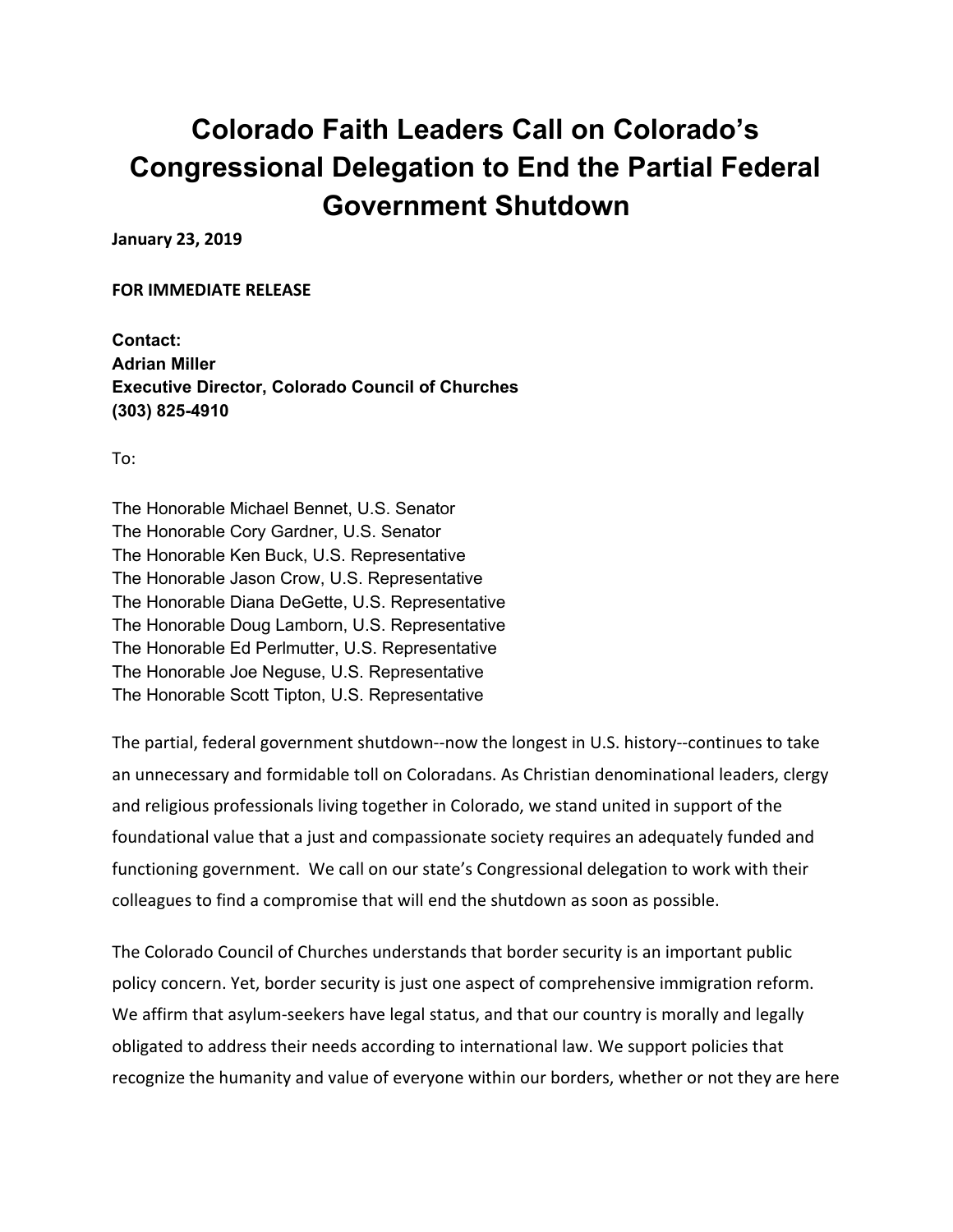# Colorado Faith Leaders Call on Colorado's Congressional Delegation to End the Partial Federal Government Shutdown

**January 23, 2019**

**FOR IMMEDIATE RELEASE**

**Contact:**
**Adrian Miller**
**Executive Director, Colorado Council of Churches**
**(303) 825-4910**

To:

The Honorable Michael Bennet, U.S. Senator
The Honorable Cory Gardner, U.S. Senator
The Honorable Ken Buck, U.S. Representative
The Honorable Jason Crow, U.S. Representative
The Honorable Diana DeGette, U.S. Representative
The Honorable Doug Lamborn, U.S. Representative
The Honorable Ed Perlmutter, U.S. Representative
The Honorable Joe Neguse, U.S. Representative
The Honorable Scott Tipton, U.S. Representative

The partial, federal government shutdown--now the longest in U.S. history--continues to take an unnecessary and formidable toll on Coloradans. As Christian denominational leaders, clergy and religious professionals living together in Colorado, we stand united in support of the foundational value that a just and compassionate society requires an adequately funded and functioning government. We call on our state's Congressional delegation to work with their colleagues to find a compromise that will end the shutdown as soon as possible.

The Colorado Council of Churches understands that border security is an important public policy concern. Yet, border security is just one aspect of comprehensive immigration reform. We affirm that asylum-seekers have legal status, and that our country is morally and legally obligated to address their needs according to international law. We support policies that recognize the humanity and value of everyone within our borders, whether or not they are here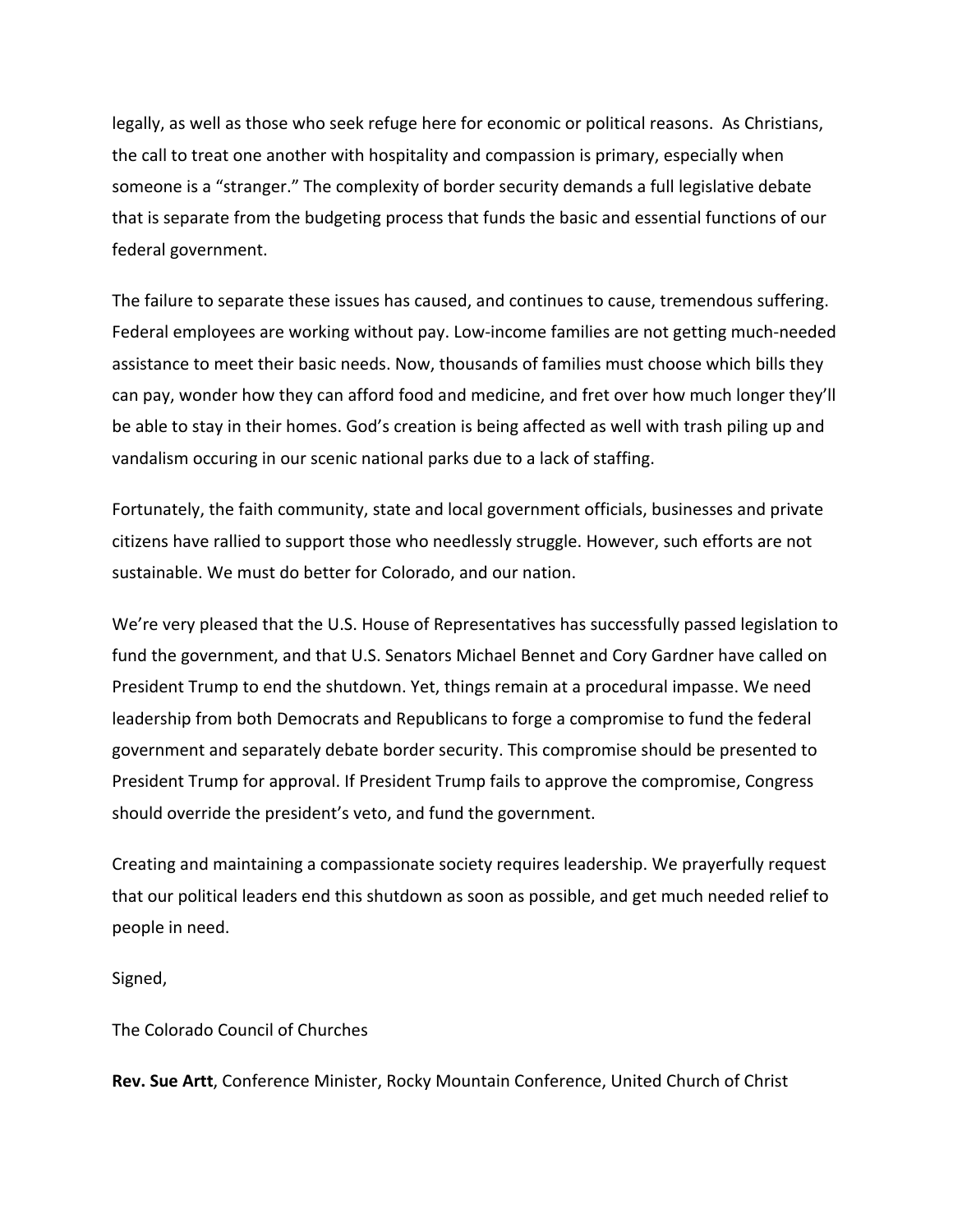legally, as well as those who seek refuge here for economic or political reasons. As Christians, the call to treat one another with hospitality and compassion is primary, especially when someone is a "stranger." The complexity of border security demands a full legislative debate that is separate from the budgeting process that funds the basic and essential functions of our federal government.

The failure to separate these issues has caused, and continues to cause, tremendous suffering. Federal employees are working without pay. Low-income families are not getting much-needed assistance to meet their basic needs. Now, thousands of families must choose which bills they can pay, wonder how they can afford food and medicine, and fret over how much longer they'll be able to stay in their homes. God's creation is being affected as well with trash piling up and vandalism occuring in our scenic national parks due to a lack of staffing.

Fortunately, the faith community, state and local government officials, businesses and private citizens have rallied to support those who needlessly struggle. However, such efforts are not sustainable. We must do better for Colorado, and our nation.

We're very pleased that the U.S. House of Representatives has successfully passed legislation to fund the government, and that U.S. Senators Michael Bennet and Cory Gardner have called on President Trump to end the shutdown. Yet, things remain at a procedural impasse. We need leadership from both Democrats and Republicans to forge a compromise to fund the federal government and separately debate border security. This compromise should be presented to President Trump for approval. If President Trump fails to approve the compromise, Congress should override the president's veto, and fund the government.

Creating and maintaining a compassionate society requires leadership. We prayerfully request that our political leaders end this shutdown as soon as possible, and get much needed relief to people in need.

Signed,

The Colorado Council of Churches

**Rev. Sue Artt**, Conference Minister, Rocky Mountain Conference, United Church of Christ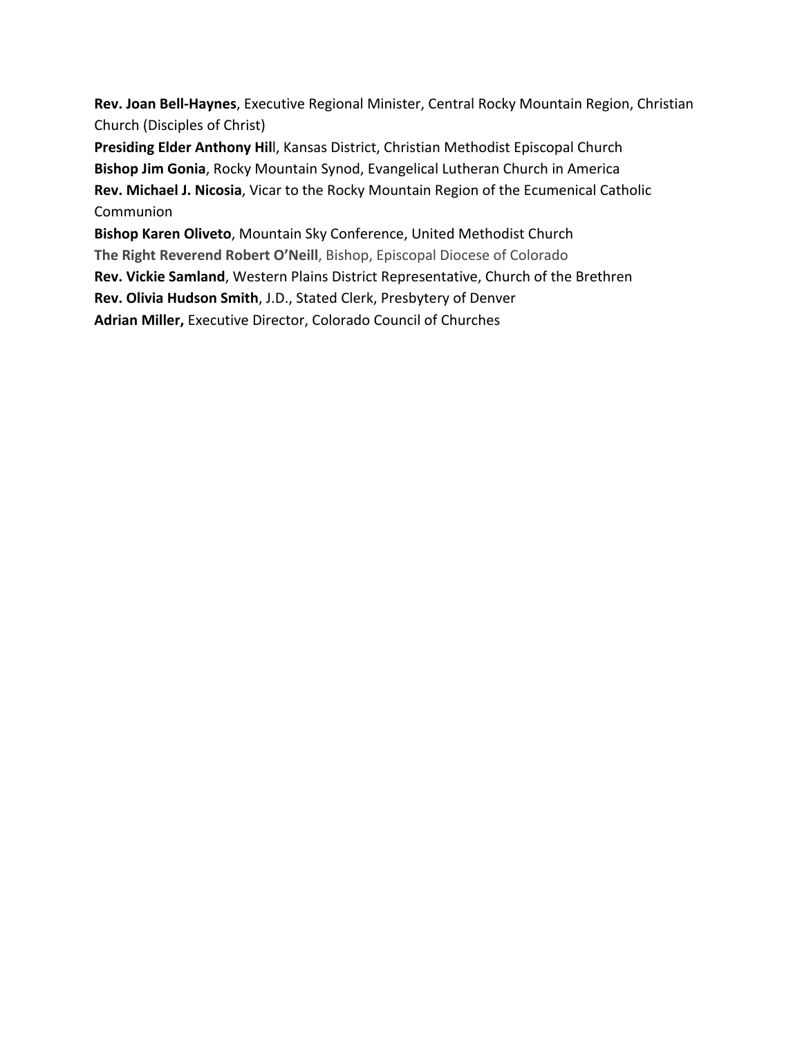**Rev. Joan Bell-Haynes**, Executive Regional Minister, Central Rocky Mountain Region, Christian Church (Disciples of Christ)

**Presiding Elder Anthony Hil**l, Kansas District, Christian Methodist Episcopal Church

**Bishop Jim Gonia**, Rocky Mountain Synod, Evangelical Lutheran Church in America

**Rev. Michael J. Nicosia**, Vicar to the Rocky Mountain Region of the Ecumenical Catholic Communion

**Bishop Karen Oliveto**, Mountain Sky Conference, United Methodist Church

**The Right Reverend Robert O'Neill**, Bishop, Episcopal Diocese of Colorado

**Rev. Vickie Samland**, Western Plains District Representative, Church of the Brethren

**Rev. Olivia Hudson Smith**, J.D., Stated Clerk, Presbytery of Denver

**Adrian Miller,** Executive Director, Colorado Council of Churches